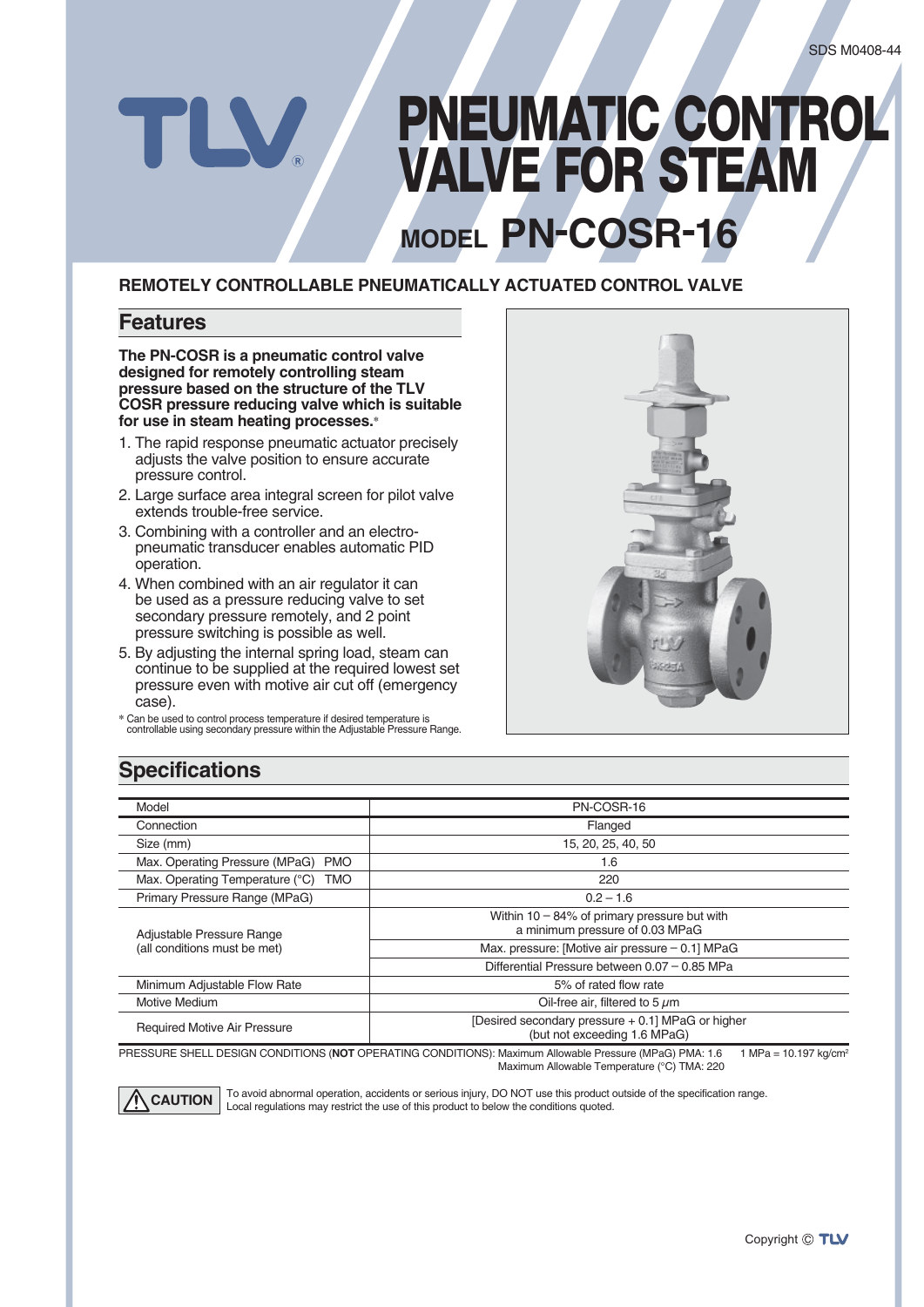SDS M0408-44

# PNEUMATIC CONTROL VALVE FOR STEAM

## MODEL PN-COSR-16

### REMOTELY CONTROLLABLE PNEUMATICALLY ACTUATED CONTROL VALVE

## Features

**The PN-COSR is a pneumatic control valve designed for remotely controlling steam pressure based on the structure of the TLV COSR pressure reducing valve which is suitable for use in steam heating processes.***

1. The rapid response pneumatic actuator precisely adjusts the valve position to ensure accurate pressure control.
2. Large surface area integral screen for pilot valve extends trouble-free service.
3. Combining with a controller and an electro-pneumatic transducer enables automatic PID operation.
4. When combined with an air regulator it can be used as a pressure reducing valve to set secondary pressure remotely, and 2 point pressure switching is possible as well.
5. By adjusting the internal spring load, steam can continue to be supplied at the required lowest set pressure even with motive air cut off (emergency case).

\* Can be used to control process temperature if desired temperature is controllable using secondary pressure within the Adjustable Pressure Range.

## Specifications

| Model | PN-COSR-16 |
|---|---|
| Connection | Flanged |
| Size (mm) | 15, 20, 25, 40, 50 |
| Max. Operating Pressure (MPaG) PMO | 1.6 |
| Max. Operating Temperature (°C) TMO | 220 |
| Primary Pressure Range (MPaG) | 0.2 – 1.6 |
| Adjustable Pressure Range (all conditions must be met) | Within 10 – 84% of primary pressure but with a minimum pressure of 0.03 MPaG |
| | Max. pressure: [Motive air pressure – 0.1] MPaG |
| | Differential Pressure between 0.07 – 0.85 MPa |
| Minimum Adjustable Flow Rate | 5% of rated flow rate |
| Motive Medium | Oil-free air, filtered to 5 $\mu$m |
| Required Motive Air Pressure | [Desired secondary pressure + 0.1] MPaG or higher (but not exceeding 1.6 MPaG) |

PRESSURE SHELL DESIGN CONDITIONS (**NOT** OPERATING CONDITIONS): Maximum Allowable Pressure (MPaG) PMA: 1.6
Maximum Allowable Temperature (°C) TMA: 220

1 MPa = 10.197 kg/cm²

**CAUTION** To avoid abnormal operation, accidents or serious injury, DO NOT use this product outside of the specification range. Local regulations may restrict the use of this product to below the conditions quoted.

Copyright © TLV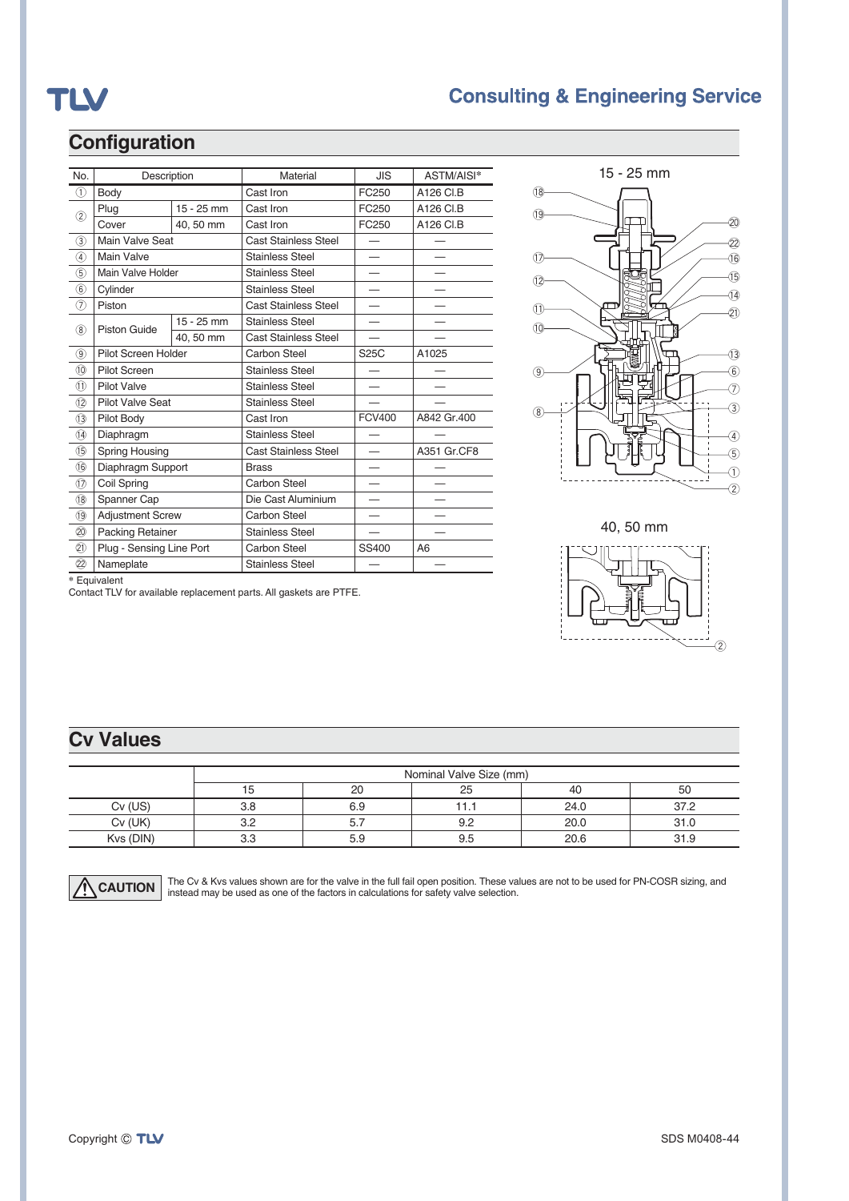## Configuration

| No. | Description | | Material | JIS | ASTM/AISI* |
|---|---|---|---|---|---|
| ① | Body | | Cast Iron | FC250 | A126 Cl.B |
| ② | Plug | 15 - 25 mm | Cast Iron | FC250 | A126 Cl.B |
| | Cover | 40, 50 mm | Cast Iron | FC250 | A126 Cl.B |
| ③ | Main Valve Seat | | Cast Stainless Steel | — | — |
| ④ | Main Valve | | Stainless Steel | — | — |
| ⑤ | Main Valve Holder | | Stainless Steel | — | — |
| ⑥ | Cylinder | | Stainless Steel | — | — |
| ⑦ | Piston | | Cast Stainless Steel | — | — |
| ⑧ | Piston Guide | 15 - 25 mm | Stainless Steel | — | — |
| | | 40, 50 mm | Cast Stainless Steel | — | — |
| ⑨ | Pilot Screen Holder | | Carbon Steel | S25C | A1025 |
| ⑩ | Pilot Screen | | Stainless Steel | — | — |
| ⑪ | Pilot Valve | | Stainless Steel | — | — |
| ⑫ | Pilot Valve Seat | | Stainless Steel | — | — |
| ⑬ | Pilot Body | | Cast Iron | FCV400 | A842 Gr.400 |
| ⑭ | Diaphragm | | Stainless Steel | — | — |
| ⑮ | Spring Housing | | Cast Stainless Steel | — | A351 Gr.CF8 |
| ⑯ | Diaphragm Support | | Brass | — | — |
| ⑰ | Coil Spring | | Carbon Steel | — | — |
| ⑱ | Spanner Cap | | Die Cast Aluminium | — | — |
| ⑲ | Adjustment Screw | | Carbon Steel | — | — |
| ⑳ | Packing Retainer | | Stainless Steel | — | — |
| ㉑ | Plug - Sensing Line Port | | Carbon Steel | SS400 | A6 |
| ㉒ | Nameplate | | Stainless Steel | — | — |

\* Equivalent

Contact TLV for available replacement parts. All gaskets are PTFE.

15 - 25 mm

40, 50 mm

## Cv Values

| | Nominal Valve Size (mm) | | | | |
|---|---|---|---|---|---|
| | 15 | 20 | 25 | 40 | 50 |
| Cv (US) | 3.8 | 6.9 | 11.1 | 24.0 | 37.2 |
| Cv (UK) | 3.2 | 5.7 | 9.2 | 20.0 | 31.0 |
| Kvs (DIN) | 3.3 | 5.9 | 9.5 | 20.6 | 31.9 |

**CAUTION** The Cv & Kvs values shown are for the valve in the full fail open position. These values are not to be used for PN-COSR sizing, and instead may be used as one of the factors in calculations for safety valve selection.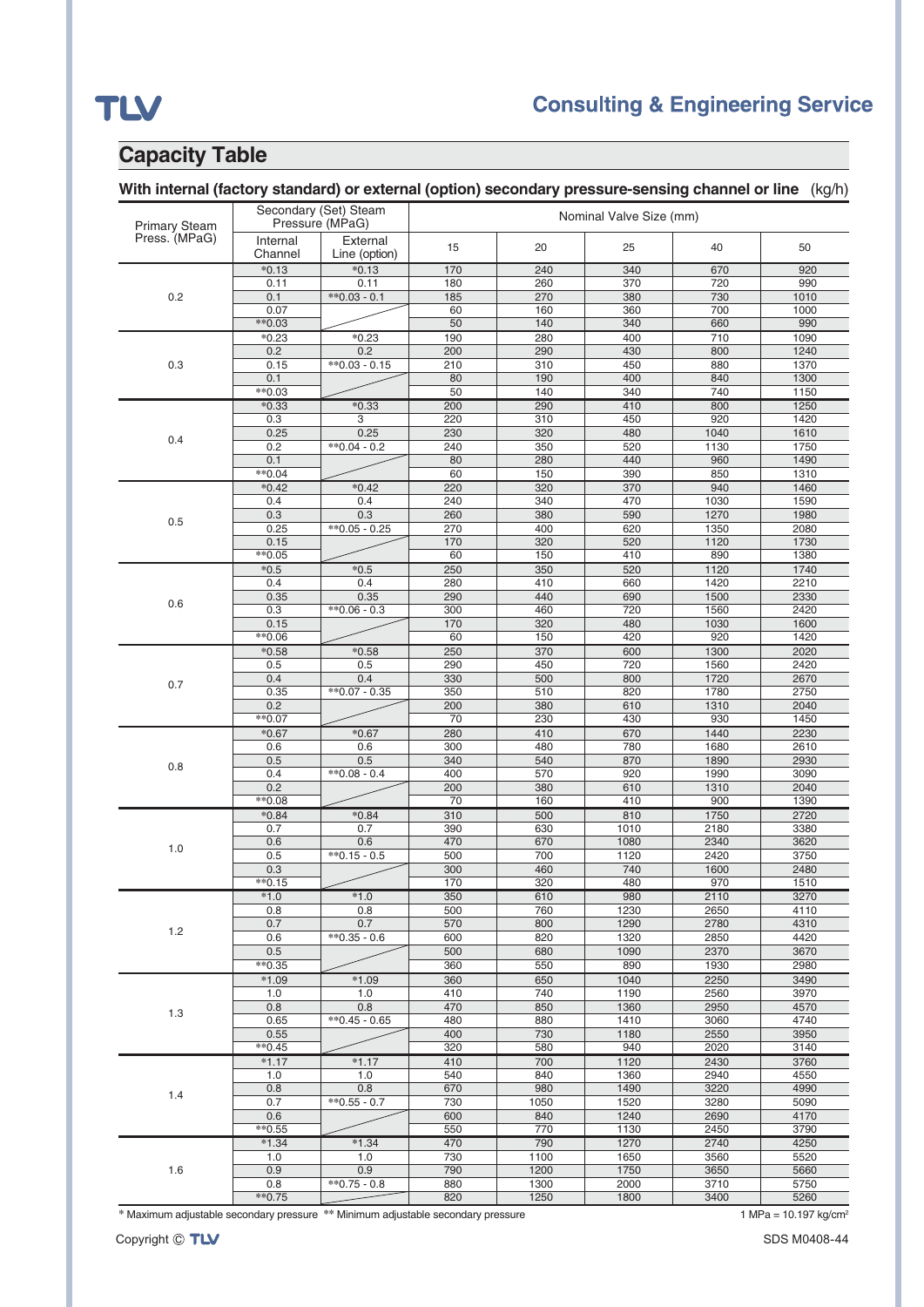## Capacity Table

**With internal (factory standard) or external (option) secondary pressure-sensing channel or line** (kg/h)

| Primary Steam Press. (MPaG) | Secondary (Set) Steam Pressure (MPaG) | | Nominal Valve Size (mm) | | | | |
|---|---|---|---|---|---|---|---|
| | Internal Channel | External Line (option) | 15 | 20 | 25 | 40 | 50 |
| 0.2 | *0.13 | *0.13 | 170 | 240 | 340 | 670 | 920 |
| | 0.11 | 0.11 | 180 | 260 | 370 | 720 | 990 |
| | 0.1 | **0.03 - 0.1 | 185 | 270 | 380 | 730 | 1010 |
| | 0.07 | | 60 | 160 | 360 | 700 | 1000 |
| | **0.03 | | 50 | 140 | 340 | 660 | 990 |
| 0.3 | *0.23 | *0.23 | 190 | 280 | 400 | 710 | 1090 |
| | 0.2 | 0.2 | 200 | 290 | 430 | 800 | 1240 |
| | 0.15 | **0.03 - 0.15 | 210 | 310 | 450 | 880 | 1370 |
| | 0.1 | | 80 | 190 | 400 | 840 | 1300 |
| | **0.03 | | 50 | 140 | 340 | 740 | 1150 |
| 0.4 | *0.33 | *0.33 | 200 | 290 | 410 | 800 | 1250 |
| | 0.3 | 3 | 220 | 310 | 450 | 920 | 1420 |
| | 0.25 | 0.25 | 230 | 320 | 480 | 1040 | 1610 |
| | 0.2 | **0.04 - 0.2 | 240 | 350 | 520 | 1130 | 1750 |
| | 0.1 | | 80 | 280 | 440 | 960 | 1490 |
| | **0.04 | | 60 | 150 | 390 | 850 | 1310 |
| 0.5 | *0.42 | *0.42 | 220 | 320 | 370 | 940 | 1460 |
| | 0.4 | 0.4 | 240 | 340 | 470 | 1030 | 1590 |
| | 0.3 | 0.3 | 260 | 380 | 590 | 1270 | 1980 |
| | 0.25 | **0.05 - 0.25 | 270 | 400 | 620 | 1350 | 2080 |
| | 0.15 | | 170 | 320 | 520 | 1120 | 1730 |
| | **0.05 | | 60 | 150 | 410 | 890 | 1380 |
| 0.6 | *0.5 | *0.5 | 250 | 350 | 520 | 1120 | 1740 |
| | 0.4 | 0.4 | 280 | 410 | 660 | 1420 | 2210 |
| | 0.35 | 0.35 | 290 | 440 | 690 | 1500 | 2330 |
| | 0.3 | **0.06 - 0.3 | 300 | 460 | 720 | 1560 | 2420 |
| | 0.15 | | 170 | 320 | 480 | 1030 | 1600 |
| | **0.06 | | 60 | 150 | 420 | 920 | 1420 |
| 0.7 | *0.58 | *0.58 | 250 | 370 | 600 | 1300 | 2020 |
| | 0.5 | 0.5 | 290 | 450 | 720 | 1560 | 2420 |
| | 0.4 | 0.4 | 330 | 500 | 800 | 1720 | 2670 |
| | 0.35 | **0.07 - 0.35 | 350 | 510 | 820 | 1780 | 2750 |
| | 0.2 | | 200 | 380 | 610 | 1310 | 2040 |
| | **0.07 | | 70 | 230 | 430 | 930 | 1450 |
| 0.8 | *0.67 | *0.67 | 280 | 410 | 670 | 1440 | 2230 |
| | 0.6 | 0.6 | 300 | 480 | 780 | 1680 | 2610 |
| | 0.5 | 0.5 | 340 | 540 | 870 | 1890 | 2930 |
| | 0.4 | **0.08 - 0.4 | 400 | 570 | 920 | 1990 | 3090 |
| | 0.2 | | 200 | 380 | 610 | 1310 | 2040 |
| | **0.08 | | 70 | 160 | 410 | 900 | 1390 |
| 1.0 | *0.84 | *0.84 | 310 | 500 | 810 | 1750 | 2720 |
| | 0.7 | 0.7 | 390 | 630 | 1010 | 2180 | 3380 |
| | 0.6 | 0.6 | 470 | 670 | 1080 | 2340 | 3620 |
| | 0.5 | **0.15 - 0.5 | 500 | 700 | 1120 | 2420 | 3750 |
| | 0.3 | | 300 | 460 | 740 | 1600 | 2480 |
| | **0.15 | | 170 | 320 | 480 | 970 | 1510 |
| 1.2 | *1.0 | *1.0 | 350 | 610 | 980 | 2110 | 3270 |
| | 0.8 | 0.8 | 500 | 760 | 1230 | 2650 | 4110 |
| | 0.7 | 0.7 | 570 | 800 | 1290 | 2780 | 4310 |
| | 0.6 | **0.35 - 0.6 | 600 | 820 | 1320 | 2850 | 4420 |
| | 0.5 | | 500 | 680 | 1090 | 2370 | 3670 |
| | **0.35 | | 360 | 550 | 890 | 1930 | 2980 |
| 1.3 | *1.09 | *1.09 | 360 | 650 | 1040 | 2250 | 3490 |
| | 1.0 | 1.0 | 410 | 740 | 1190 | 2560 | 3970 |
| | 0.8 | 0.8 | 470 | 850 | 1360 | 2950 | 4570 |
| | 0.65 | **0.45 - 0.65 | 480 | 880 | 1410 | 3060 | 4740 |
| | 0.55 | | 400 | 730 | 1180 | 2550 | 3950 |
| | **0.45 | | 320 | 580 | 940 | 2020 | 3140 |
| 1.4 | *1.17 | *1.17 | 410 | 700 | 1120 | 2430 | 3760 |
| | 1.0 | 1.0 | 540 | 840 | 1360 | 2940 | 4550 |
| | 0.8 | 0.8 | 670 | 980 | 1490 | 3220 | 4990 |
| | 0.7 | **0.55 - 0.7 | 730 | 1050 | 1520 | 3280 | 5090 |
| | 0.6 | | 600 | 840 | 1240 | 2690 | 4170 |
| | **0.55 | | 550 | 770 | 1130 | 2450 | 3790 |
| 1.6 | *1.34 | *1.34 | 470 | 790 | 1270 | 2740 | 4250 |
| | 1.0 | 1.0 | 730 | 1100 | 1650 | 3560 | 5520 |
| | 0.9 | 0.9 | 790 | 1200 | 1750 | 3650 | 5660 |
| | 0.8 | **0.75 - 0.8 | 880 | 1300 | 2000 | 3710 | 5750 |
| | **0.75 | | 820 | 1250 | 1800 | 3400 | 5260 |

* Maximum adjustable secondary pressure ** Minimum adjustable secondary pressure

1 MPa = 10.197 kg/cm²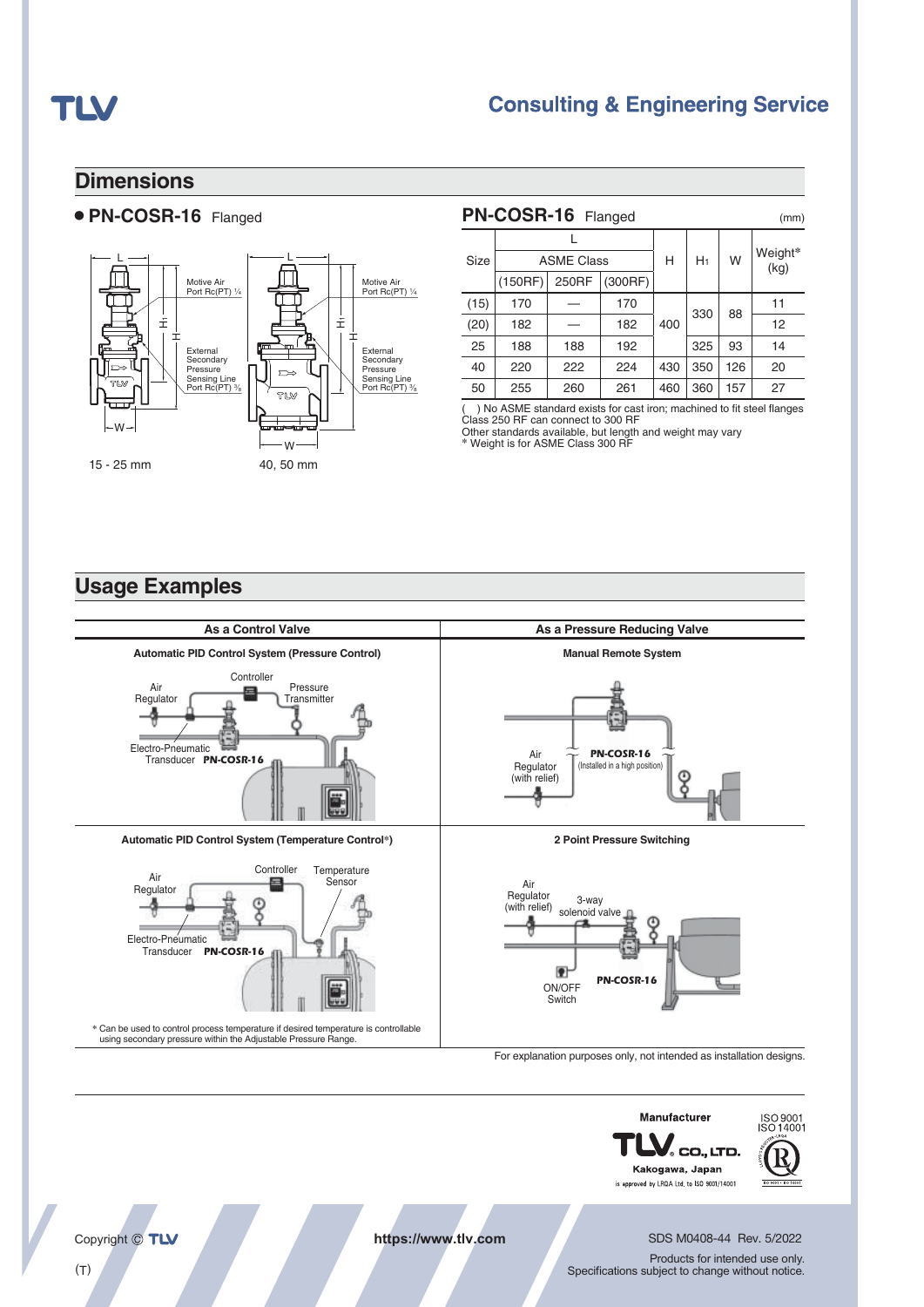# TLV

## Consulting & Engineering Service

## Dimensions

### ● PN-COSR-16 Flanged

L

Motive Air Port Rc(PT) ¼

H₁

H

External Secondary Pressure Sensing Line Port Rc(PT) ⅜

W

15 - 25 mm

L

Motive Air Port Rc(PT) ¼

H₁

H

External Secondary Pressure Sensing Line Port Rc(PT) ⅜

W

40, 50 mm

### PN-COSR-16 Flanged

(mm)

| Size | L | | | H | $H_1$ | W | Weight* (kg) |
|---|---|---|---|---|---|---|---|
| | ASME Class | | | | | | |
| | (150RF) | 250RF | (300RF) | | | | |
| (15) | 170 | — | 170 | 400 | 330 | 88 | 11 |
| (20) | 182 | — | 182 | 400 | 330 | 88 | 12 |
| 25 | 188 | 188 | 192 | 400 | 325 | 93 | 14 |
| 40 | 220 | 222 | 224 | 430 | 350 | 126 | 20 |
| 50 | 255 | 260 | 261 | 460 | 360 | 157 | 27 |

( ) No ASME standard exists for cast iron; machined to fit steel flanges
Class 250 RF can connect to 300 RF
Other standards available, but length and weight may vary
* Weight is for ASME Class 300 RF

## Usage Examples

### As a Control Valve

**Automatic PID Control System (Pressure Control)**

Controller
Air Regulator
Pressure Transmitter
Electro-Pneumatic Transducer
PN-COSR-16

**Automatic PID Control System (Temperature Control*)**

Controller
Air Regulator
Temperature Sensor
Electro-Pneumatic Transducer
PN-COSR-16

* Can be used to control process temperature if desired temperature is controllable using secondary pressure within the Adjustable Pressure Range.

### As a Pressure Reducing Valve

**Manual Remote System**

Air Regulator (with relief)
PN-COSR-16
(Installed in a high position)

**2 Point Pressure Switching**

Air Regulator (with relief)
3-way solenoid valve
ON/OFF Switch
PN-COSR-16

For explanation purposes only, not intended as installation designs.

Manufacturer
TLV CO., LTD.
Kakogawa, Japan
is approved by LRQA Ltd. to ISO 9001/14001

ISO 9001
ISO 14001

Copyright © TLV

https://www.tlv.com

SDS M0408-44 Rev. 5/2022

(T)

Products for intended use only.
Specifications subject to change without notice.